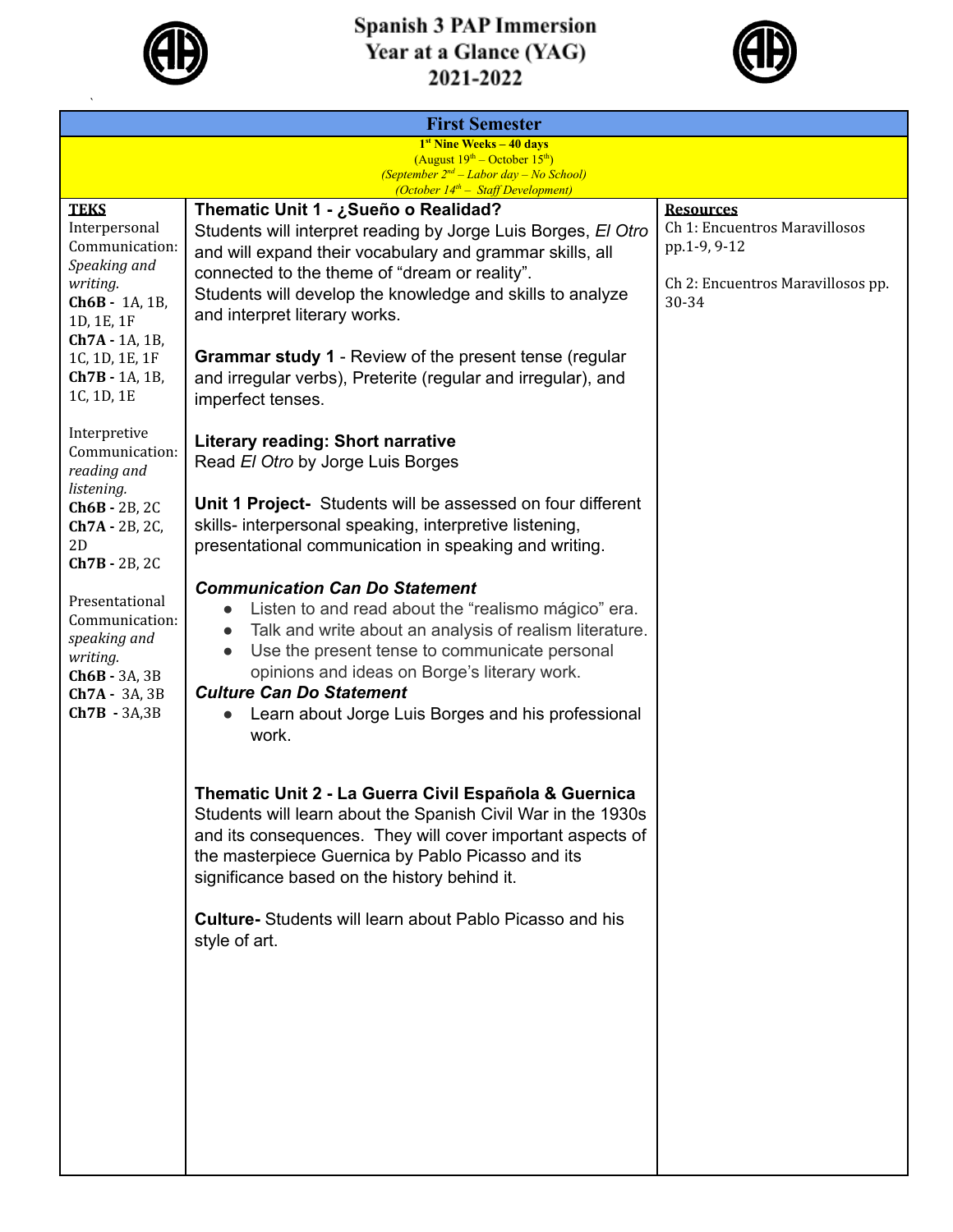# Spanish 3 PAP Immersion
# Year at a Glance (YAG)
# 2021-2022

## First Semester

**1st Nine Weeks – 40 days**
(August 19th – October 15th)
*(September 2nd – Labor day – No School)*
*(October 14th – Staff Development)*

| TEKS | | Resources |
|---|---|---|
| **TEKS**<br>Interpersonal Communication: *Speaking and writing.*<br>**Ch6B** - 1A, 1B, 1D, 1E, 1F<br>**Ch7A** - 1A, 1B, 1C, 1D, 1E, 1F<br>**Ch7B** - 1A, 1B, 1C, 1D, 1E<br><br>Interpretive Communication: *reading and listening.*<br>**Ch6B** - 2B, 2C<br>**Ch7A** - 2B, 2C, 2D<br>**Ch7B** - 2B, 2C<br><br>Presentational Communication: *speaking and writing.*<br>**Ch6B** - 3A, 3B<br>**Ch7A** - 3A, 3B<br>**Ch7B** - 3A,3B | **Thematic Unit 1 - ¿Sueño o Realidad?**<br>Students will interpret reading by Jorge Luis Borges, *El Otro* and will expand their vocabulary and grammar skills, all connected to the theme of "dream or reality".<br>Students will develop the knowledge and skills to analyze and interpret literary works.<br><br>**Grammar study 1** - Review of the present tense (regular and irregular verbs), Preterite (regular and irregular), and imperfect tenses.<br><br>**Literary reading: Short narrative**<br>Read *El Otro* by Jorge Luis Borges<br><br>**Unit 1 Project-** Students will be assessed on four different skills- interpersonal speaking, interpretive listening, presentational communication in speaking and writing.<br><br>***Communication Can Do Statement***<br>• Listen to and read about the "realismo mágico" era.<br>• Talk and write about an analysis of realism literature.<br>• Use the present tense to communicate personal opinions and ideas on Borge's literary work.<br>***Culture Can Do Statement***<br>• Learn about Jorge Luis Borges and his professional work.<br><br>**Thematic Unit 2 - La Guerra Civil Española & Guernica**<br>Students will learn about the Spanish Civil War in the 1930s and its consequences. They will cover important aspects of the masterpiece Guernica by Pablo Picasso and its significance based on the history behind it.<br><br>**Culture-** Students will learn about Pablo Picasso and his style of art. | **Resources**<br>Ch 1: Encuentros Maravillosos pp.1-9, 9-12<br><br>Ch 2: Encuentros Maravillosos pp. 30-34 |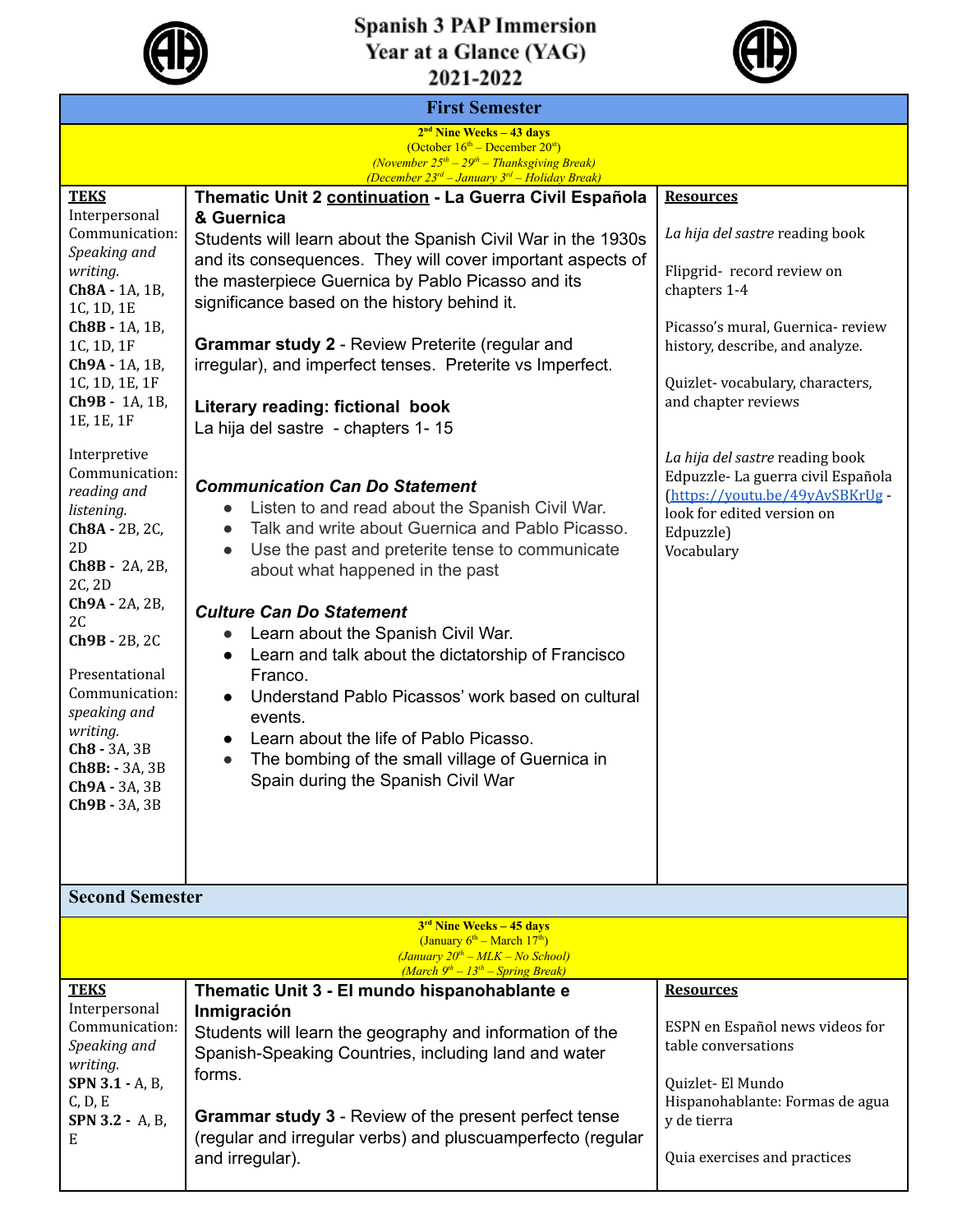# Spanish 3 PAP Immersion Year at a Glance (YAG) 2021-2022

## First Semester

**2nd Nine Weeks – 43 days**
(October 16th – December 20st)
*(November 25th – 29th – Thanksgiving Break)*
*(December 23rd – January 3rd – Holiday Break)*

| TEKS | | Resources |
|---|---|---|
| Interpersonal Communication: *Speaking and writing.*<br>**Ch8A** - 1A, 1B, 1C, 1D, 1E<br>**Ch8B** - 1A, 1B, 1C, 1D, 1F<br>**Ch9A** - 1A, 1B, 1C, 1D, 1E, 1F<br>**Ch9B** - 1A, 1B, 1E, 1E, 1F<br><br>Interpretive Communication: *reading and listening.*<br>**Ch8A** - 2B, 2C, 2D<br>**Ch8B** - 2A, 2B, 2C, 2D<br>**Ch9A** - 2A, 2B, 2C<br>**Ch9B** - 2B, 2C<br><br>Presentational Communication: *speaking and writing.*<br>**Ch8** - 3A, 3B<br>**Ch8B:** - 3A, 3B<br>**Ch9A** - 3A, 3B<br>**Ch9B** - 3A, 3B | **Thematic Unit 2 continuation - La Guerra Civil Española & Guernica**<br>Students will learn about the Spanish Civil War in the 1930s and its consequences. They will cover important aspects of the masterpiece Guernica by Pablo Picasso and its significance based on the history behind it.<br><br>**Grammar study 2** - Review Preterite (regular and irregular), and imperfect tenses. Preterite vs Imperfect.<br><br>**Literary reading: fictional book**<br>La hija del sastre - chapters 1- 15<br><br>***Communication Can Do Statement***<br>• Listen to and read about the Spanish Civil War.<br>• Talk and write about Guernica and Pablo Picasso.<br>• Use the past and preterite tense to communicate about what happened in the past<br><br>***Culture Can Do Statement***<br>• Learn about the Spanish Civil War.<br>• Learn and talk about the dictatorship of Francisco Franco.<br>• Understand Pablo Picassos' work based on cultural events.<br>• Learn about the life of Pablo Picasso.<br>• The bombing of the small village of Guernica in Spain during the Spanish Civil War | *La hija del sastre* reading book<br><br>Flipgrid- record review on chapters 1-4<br><br>Picasso's mural, Guernica- review history, describe, and analyze.<br><br>Quizlet- vocabulary, characters, and chapter reviews<br><br>*La hija del sastre* reading book<br>Edpuzzle- La guerra civil Española (https://youtu.be/49yAvSBKrUg - look for edited version on Edpuzzle)<br>Vocabulary |

## Second Semester

**3rd Nine Weeks – 45 days**
(January 6th – March 17th)
*(January 20th – MLK – No School)*
*(March 9th – 13th – Spring Break)*

| TEKS | | Resources |
|---|---|---|
| Interpersonal Communication: *Speaking and writing.*<br>**SPN 3.1** - A, B, C, D, E<br>**SPN 3.2** - A, B, E | **Thematic Unit 3 - El mundo hispanohablante e Inmigración**<br>Students will learn the geography and information of the Spanish-Speaking Countries, including land and water forms.<br><br>**Grammar study 3** - Review of the present perfect tense (regular and irregular verbs) and pluscuamperfecto (regular and irregular). | ESPN en Español news videos for table conversations<br><br>Quizlet- El Mundo Hispanohablante: Formas de agua y de tierra<br><br>Quia exercises and practices |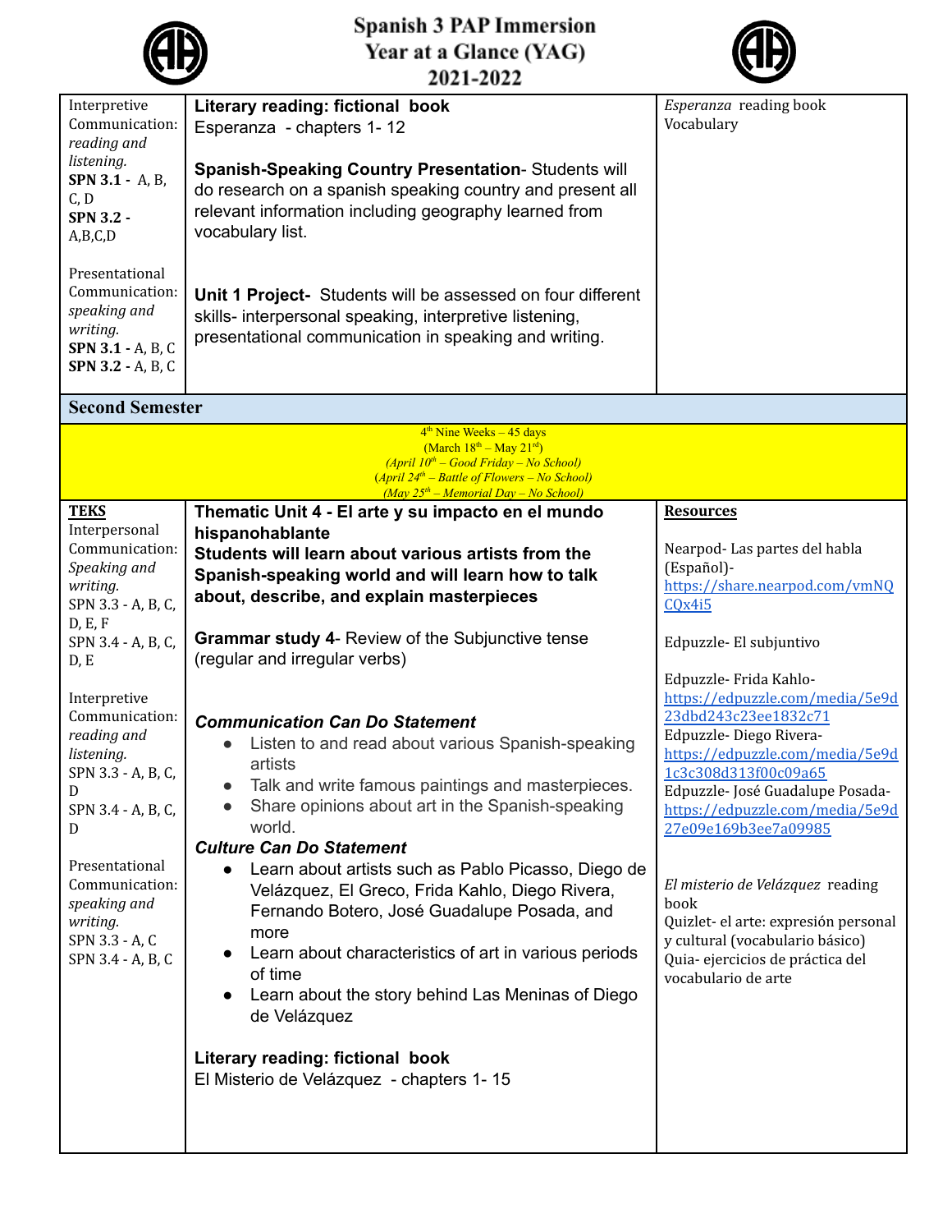# Spanish 3 PAP Immersion Year at a Glance (YAG) 2021-2022

| | | |
|---|---|---|
| Interpretive Communication: *reading and listening.* **SPN 3.1 -** A, B, C, D **SPN 3.2 -** A,B,C,D<br><br>Presentational Communication: *speaking and writing.* **SPN 3.1 -** A, B, C **SPN 3.2 -** A, B, C | **Literary reading: fictional book**<br>Esperanza - chapters 1- 12<br><br>**Spanish-Speaking Country Presentation**- Students will do research on a spanish speaking country and present all relevant information including geography learned from vocabulary list.<br><br>**Unit 1 Project-** Students will be assessed on four different skills- interpersonal speaking, interpretive listening, presentational communication in speaking and writing. | *Esperanza* reading book<br>Vocabulary |
| **Second Semester** | | |
| 4th Nine Weeks – 45 days<br>(March 18th – May 21st)<br>*(April 10th – Good Friday – No School)*<br>*(April 24th – Battle of Flowers – No School)*<br>*(May 25th – Memorial Day – No School)* | | |
| **TEKS**<br>Interpersonal Communication: *Speaking and writing.* SPN 3.3 - A, B, C, D, E, F SPN 3.4 - A, B, C, D, E<br><br>Interpretive Communication: *reading and listening.* SPN 3.3 - A, B, C, D SPN 3.4 - A, B, C, D<br><br>Presentational Communication: *speaking and writing.* SPN 3.3 - A, C SPN 3.4 - A, B, C | **Thematic Unit 4 - El arte y su impacto en el mundo hispanohablante**<br>**Students will learn about various artists from the Spanish-speaking world and will learn how to talk about, describe, and explain masterpieces**<br><br>**Grammar study 4**- Review of the Subjunctive tense (regular and irregular verbs)<br><br>***Communication Can Do Statement***<br>• Listen to and read about various Spanish-speaking artists<br>• Talk and write famous paintings and masterpieces.<br>• Share opinions about art in the Spanish-speaking world.<br>***Culture Can Do Statement***<br>• Learn about artists such as Pablo Picasso, Diego de Velázquez, El Greco, Frida Kahlo, Diego Rivera, Fernando Botero, José Guadalupe Posada, and more<br>• Learn about characteristics of art in various periods of time<br>• Learn about the story behind Las Meninas of Diego de Velázquez<br><br>**Literary reading: fictional book**<br>El Misterio de Velázquez - chapters 1- 15 | **Resources**<br><br>Nearpod- Las partes del habla (Español)- https://share.nearpod.com/vmNQCQx4i5<br><br>Edpuzzle- El subjuntivo<br><br>Edpuzzle- Frida Kahlo- https://edpuzzle.com/media/5e9d23dbd243c23ee1832c71<br>Edpuzzle- Diego Rivera- https://edpuzzle.com/media/5e9d1c3c308d313f00c09a65<br>Edpuzzle- José Guadalupe Posada- https://edpuzzle.com/media/5e9d27e09e169b3ee7a09985<br><br>*El misterio de Velázquez* reading book<br>Quizlet- el arte: expresión personal y cultural (vocabulario básico)<br>Quia- ejercicios de práctica del vocabulario de arte |